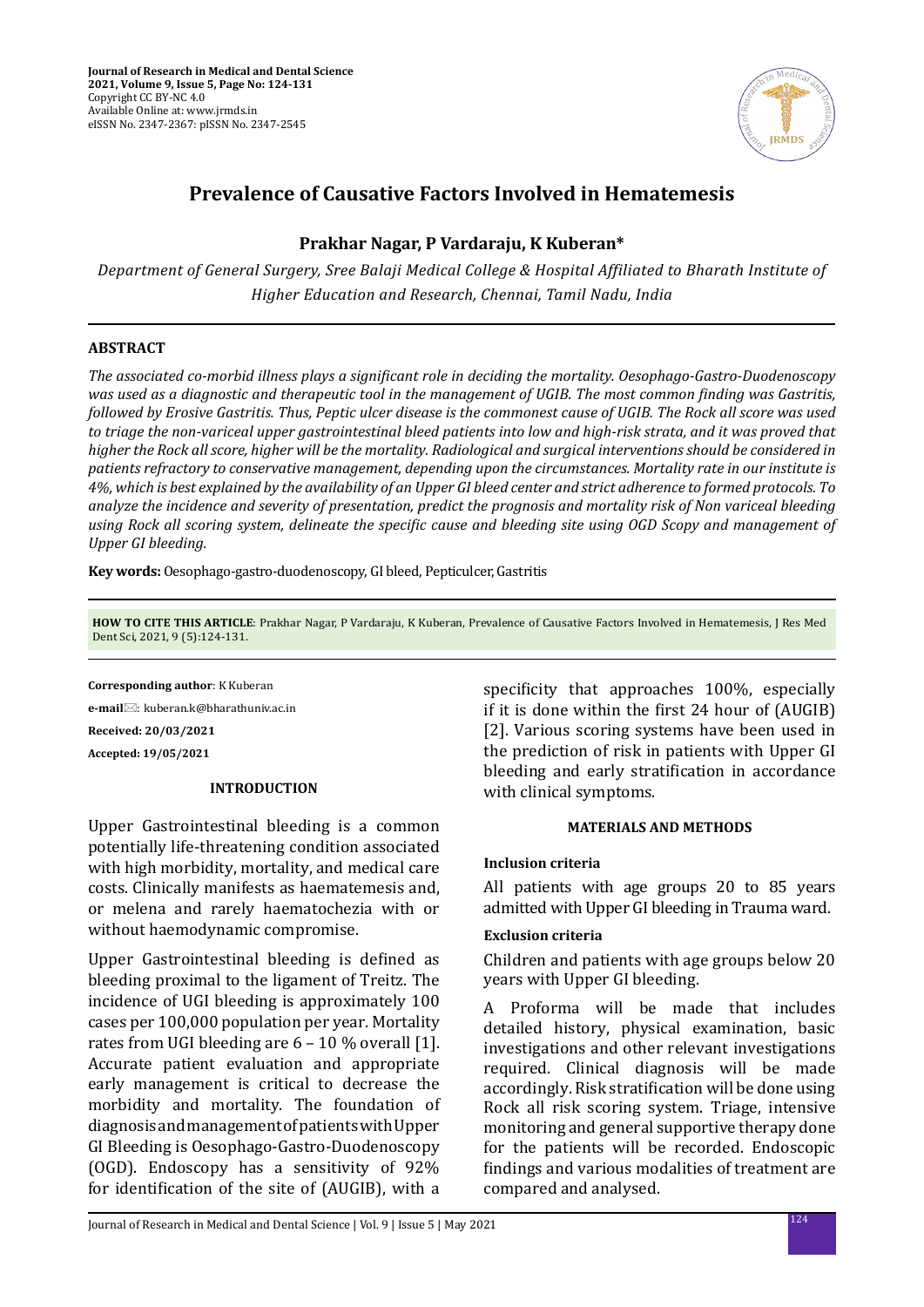# Prevalence of Causative Factors Involved in Hematemesis

**Prakhar Nagar, P Vardaraju, K Kuberan***

*Department of General Surgery, Sree Balaji Medical College & Hospital Affiliated to Bharath Institute of Higher Education and Research, Chennai, Tamil Nadu, India*

## ABSTRACT

*The associated co-morbid illness plays a significant role in deciding the mortality. Oesophago-Gastro-Duodenoscopy was used as a diagnostic and therapeutic tool in the management of UGIB. The most common finding was Gastritis, followed by Erosive Gastritis. Thus, Peptic ulcer disease is the commonest cause of UGIB. The Rock all score was used to triage the non-variceal upper gastrointestinal bleed patients into low and high-risk strata, and it was proved that higher the Rock all score, higher will be the mortality. Radiological and surgical interventions should be considered in patients refractory to conservative management, depending upon the circumstances. Mortality rate in our institute is 4%, which is best explained by the availability of an Upper GI bleed center and strict adherence to formed protocols. To analyze the incidence and severity of presentation, predict the prognosis and mortality risk of Non variceal bleeding using Rock all scoring system, delineate the specific cause and bleeding site using OGD Scopy and management of Upper GI bleeding.*

**Key words:** Oesophago-gastro-duodenoscopy, GI bleed, Pepticulcer, Gastritis

**HOW TO CITE THIS ARTICLE**: Prakhar Nagar, P Vardaraju, K Kuberan, Prevalence of Causative Factors Involved in Hematemesis, J Res Med Dent Sci, 2021, 9 (5):124-131.

**Corresponding author**: K Kuberan

**e-mail**: kuberan.k@bharathuniv.ac.in

**Received: 20/03/2021**

**Accepted: 19/05/2021**

## INTRODUCTION

Upper Gastrointestinal bleeding is a common potentially life-threatening condition associated with high morbidity, mortality, and medical care costs. Clinically manifests as haematemesis and, or melena and rarely haematochezia with or without haemodynamic compromise.

Upper Gastrointestinal bleeding is defined as bleeding proximal to the ligament of Treitz. The incidence of UGI bleeding is approximately 100 cases per 100,000 population per year. Mortality rates from UGI bleeding are 6 – 10 % overall [1]. Accurate patient evaluation and appropriate early management is critical to decrease the morbidity and mortality. The foundation of diagnosis and management of patients with Upper GI Bleeding is Oesophago-Gastro-Duodenoscopy (OGD). Endoscopy has a sensitivity of 92% for identification of the site of (AUGIB), with a specificity that approaches 100%, especially if it is done within the first 24 hour of (AUGIB) [2]. Various scoring systems have been used in the prediction of risk in patients with Upper GI bleeding and early stratification in accordance with clinical symptoms.

## MATERIALS AND METHODS

### Inclusion criteria

All patients with age groups 20 to 85 years admitted with Upper GI bleeding in Trauma ward.

### Exclusion criteria

Children and patients with age groups below 20 years with Upper GI bleeding.

A Proforma will be made that includes detailed history, physical examination, basic investigations and other relevant investigations required. Clinical diagnosis will be made accordingly. Risk stratification will be done using Rock all risk scoring system. Triage, intensive monitoring and general supportive therapy done for the patients will be recorded. Endoscopic findings and various modalities of treatment are compared and analysed.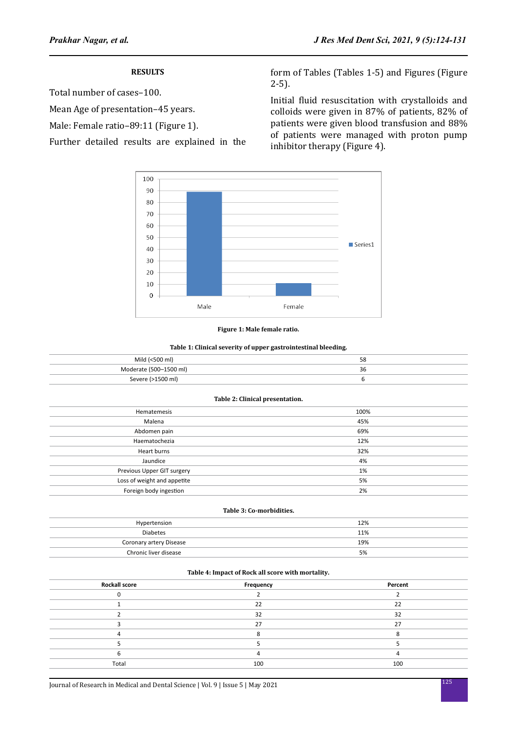## RESULTS

Total number of cases–100.

Mean Age of presentation–45 years.

Male: Female ratio–89:11 (Figure 1).

Further detailed results are explained in the form of Tables (Tables 1-5) and Figures (Figure 2-5).

Initial fluid resuscitation with crystalloids and colloids were given in 87% of patients, 82% of patients were given blood transfusion and 88% of patients were managed with proton pump inhibitor therapy (Figure 4).

**Figure 1: Male female ratio.**

**Table 1: Clinical severity of upper gastrointestinal bleeding.**

| | |
|---|---|
| Mild (<500 ml) | 58 |
| Moderate (500–1500 ml) | 36 |
| Severe (>1500 ml) | 6 |

**Table 2: Clinical presentation.**

| | |
|---|---|
| Hematemesis | 100% |
| Malena | 45% |
| Abdomen pain | 69% |
| Haematochezia | 12% |
| Heart burns | 32% |
| Jaundice | 4% |
| Previous Upper GIT surgery | 1% |
| Loss of weight and appetite | 5% |
| Foreign body ingestion | 2% |

**Table 3: Co-morbidities.**

| | |
|---|---|
| Hypertension | 12% |
| Diabetes | 11% |
| Coronary artery Disease | 19% |
| Chronic liver disease | 5% |

**Table 4: Impact of Rock all score with mortality.**

| Rockall score | Frequency | Percent |
|---|---|---|
| 0 | 2 | 2 |
| 1 | 22 | 22 |
| 2 | 32 | 32 |
| 3 | 27 | 27 |
| 4 | 8 | 8 |
| 5 | 5 | 5 |
| 6 | 4 | 4 |
| Total | 100 | 100 |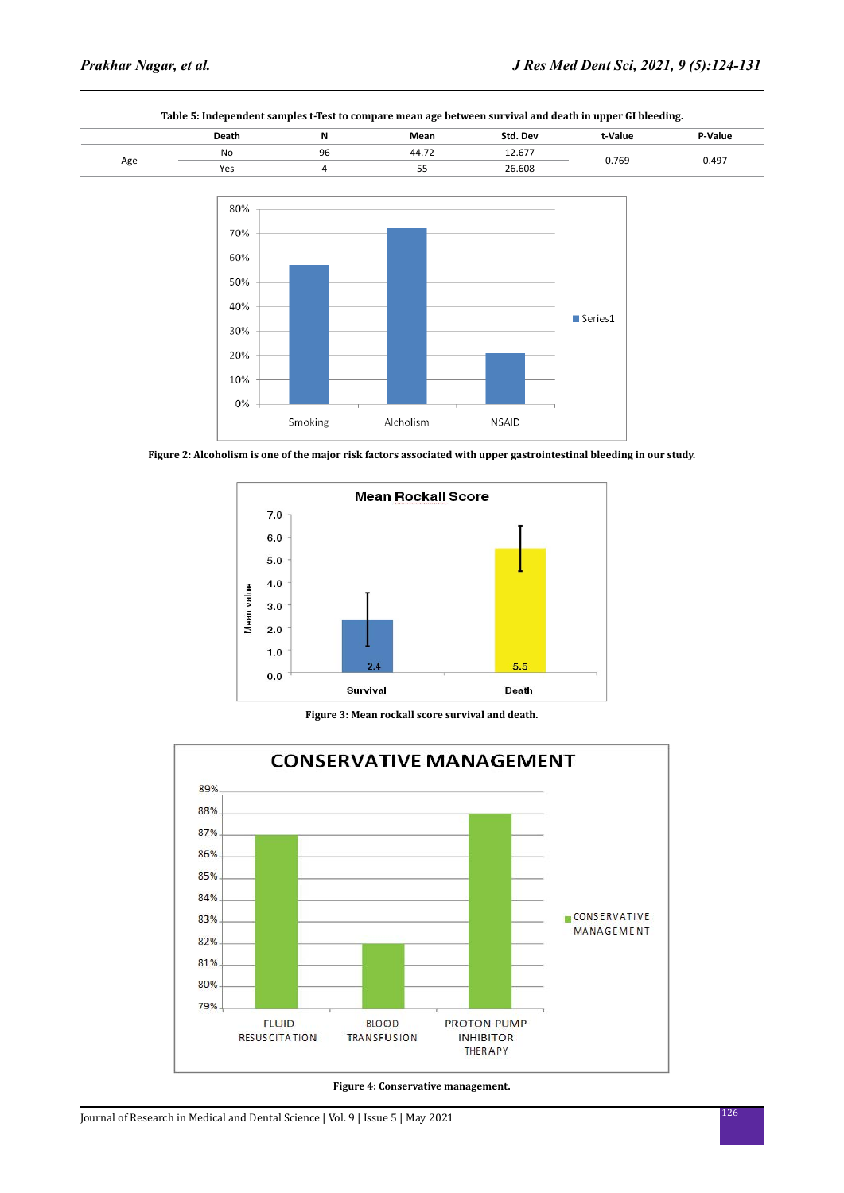**Table 5: Independent samples t-Test to compare mean age between survival and death in upper GI bleeding.**

| | Death | N | Mean | Std. Dev | t-Value | P-Value |
|---|---|---|---|---|---|---|
| Age | No | 96 | 44.72 | 12.677 | 0.769 | 0.497 |
| | Yes | 4 | 55 | 26.608 | | |

**Figure 2: Alcoholism is one of the major risk factors associated with upper gastrointestinal bleeding in our study.**

**Figure 3: Mean rockall score survival and death.**

**Figure 4: Conservative management.**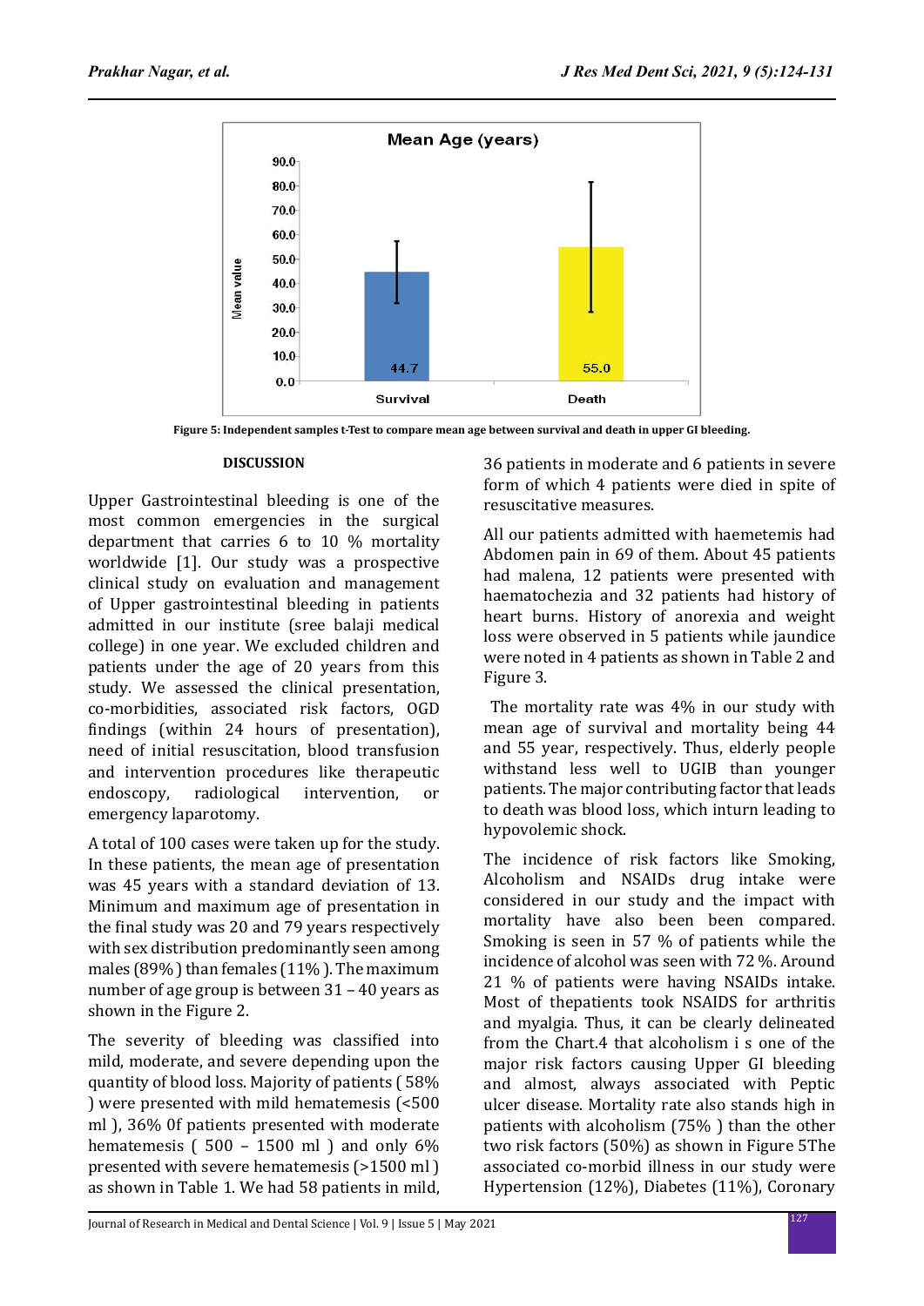Figure 5: Independent samples t-Test to compare mean age between survival and death in upper GI bleeding.

## DISCUSSION

Upper Gastrointestinal bleeding is one of the most common emergencies in the surgical department that carries 6 to 10 % mortality worldwide [1]. Our study was a prospective clinical study on evaluation and management of Upper gastrointestinal bleeding in patients admitted in our institute (sree balaji medical college) in one year. We excluded children and patients under the age of 20 years from this study. We assessed the clinical presentation, co-morbidities, associated risk factors, OGD findings (within 24 hours of presentation), need of initial resuscitation, blood transfusion and intervention procedures like therapeutic endoscopy, radiological intervention, or emergency laparotomy.

A total of 100 cases were taken up for the study. In these patients, the mean age of presentation was 45 years with a standard deviation of 13. Minimum and maximum age of presentation in the final study was 20 and 79 years respectively with sex distribution predominantly seen among males (89%) than females (11%). The maximum number of age group is between 31 – 40 years as shown in the Figure 2.

The severity of bleeding was classified into mild, moderate, and severe depending upon the quantity of blood loss. Majority of patients ( 58% ) were presented with mild hematemesis (<500 ml ), 36% 0f patients presented with moderate hematemesis ( 500 – 1500 ml ) and only 6% presented with severe hematemesis (>1500 ml ) as shown in Table 1. We had 58 patients in mild, 36 patients in moderate and 6 patients in severe form of which 4 patients were died in spite of resuscitative measures.

All our patients admitted with haemetemis had Abdomen pain in 69 of them. About 45 patients had malena, 12 patients were presented with haematochezia and 32 patients had history of heart burns. History of anorexia and weight loss were observed in 5 patients while jaundice were noted in 4 patients as shown in Table 2 and Figure 3.

The mortality rate was 4% in our study with mean age of survival and mortality being 44 and 55 year, respectively. Thus, elderly people withstand less well to UGIB than younger patients. The major contributing factor that leads to death was blood loss, which inturn leading to hypovolemic shock.

The incidence of risk factors like Smoking, Alcoholism and NSAIDs drug intake were considered in our study and the impact with mortality have also been been compared. Smoking is seen in 57 % of patients while the incidence of alcohol was seen with 72 %. Around 21 % of patients were having NSAIDs intake. Most of thepatients took NSAIDS for arthritis and myalgia. Thus, it can be clearly delineated from the Chart.4 that alcoholism i s one of the major risk factors causing Upper GI bleeding and almost, always associated with Peptic ulcer disease. Mortality rate also stands high in patients with alcoholism (75% ) than the other two risk factors (50%) as shown in Figure 5The associated co-morbid illness in our study were Hypertension (12%), Diabetes (11%), Coronary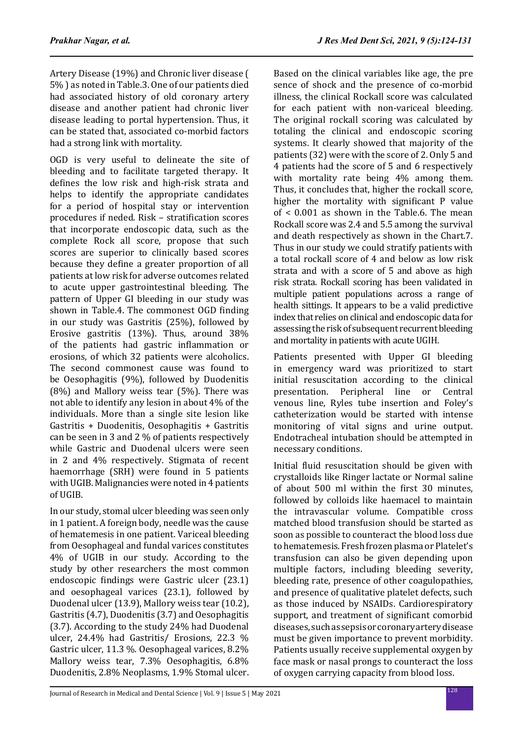Artery Disease (19%) and Chronic liver disease ( 5% ) as noted in Table.3. One of our patients died had associated history of old coronary artery disease and another patient had chronic liver disease leading to portal hypertension. Thus, it can be stated that, associated co-morbid factors had a strong link with mortality.

OGD is very useful to delineate the site of bleeding and to facilitate targeted therapy. It defines the low risk and high-risk strata and helps to identify the appropriate candidates for a period of hospital stay or intervention procedures if neded. Risk – stratification scores that incorporate endoscopic data, such as the complete Rock all score, propose that such scores are superior to clinically based scores because they define a greater proportion of all patients at low risk for adverse outcomes related to acute upper gastrointestinal bleeding. The pattern of Upper GI bleeding in our study was shown in Table.4. The commonest OGD finding in our study was Gastritis (25%), followed by Erosive gastritis (13%). Thus, around 38% of the patients had gastric inflammation or erosions, of which 32 patients were alcoholics. The second commonest cause was found to be Oesophagitis (9%), followed by Duodenitis (8%) and Mallory weiss tear (5%). There was not able to identify any lesion in about 4% of the individuals. More than a single site lesion like Gastritis + Duodenitis, Oesophagitis + Gastritis can be seen in 3 and 2 % of patients respectively while Gastric and Duodenal ulcers were seen in 2 and 4% respectively. Stigmata of recent haemorrhage (SRH) were found in 5 patients with UGIB. Malignancies were noted in 4 patients of UGIB.

In our study, stomal ulcer bleeding was seen only in 1 patient. A foreign body, needle was the cause of hematemesis in one patient. Variceal bleeding from Oesophageal and fundal varices constitutes 4% of UGIB in our study. According to the study by other researchers the most common endoscopic findings were Gastric ulcer (23.1) and oesophageal varices (23.1), followed by Duodenal ulcer (13.9), Mallory weiss tear (10.2), Gastritis (4.7), Duodenitis (3.7) and Oesophagitis (3.7). According to the study 24% had Duodenal ulcer, 24.4% had Gastritis/ Erosions, 22.3 % Gastric ulcer, 11.3 %. Oesophageal varices, 8.2% Mallory weiss tear, 7.3% Oesophagitis, 6.8% Duodenitis, 2.8% Neoplasms, 1.9% Stomal ulcer.

Based on the clinical variables like age, the pre sence of shock and the presence of co-morbid illness, the clinical Rockall score was calculated for each patient with non-variceal bleeding. The original rockall scoring was calculated by totaling the clinical and endoscopic scoring systems. It clearly showed that majority of the patients (32) were with the score of 2. Only 5 and 4 patients had the score of 5 and 6 respectively with mortality rate being 4% among them. Thus, it concludes that, higher the rockall score, higher the mortality with significant P value of < 0.001 as shown in the Table.6. The mean Rockall score was 2.4 and 5.5 among the survival and death respectively as shown in the Chart.7. Thus in our study we could stratify patients with a total rockall score of 4 and below as low risk strata and with a score of 5 and above as high risk strata. Rockall scoring has been validated in multiple patient populations across a range of health sittings. It appears to be a valid predictive index that relies on clinical and endoscopic data for assessing the risk of subsequent recurrent bleeding and mortality in patients with acute UGIH.

Patients presented with Upper GI bleeding in emergency ward was prioritized to start initial resuscitation according to the clinical presentation. Peripheral line or Central venous line, Ryles tube insertion and Foley's catheterization would be started with intense monitoring of vital signs and urine output. Endotracheal intubation should be attempted in necessary conditions.

Initial fluid resuscitation should be given with crystalloids like Ringer lactate or Normal saline of about 500 ml within the first 30 minutes, followed by colloids like haemacel to maintain the intravascular volume. Compatible cross matched blood transfusion should be started as soon as possible to counteract the blood loss due to hematemesis. Fresh frozen plasma or Platelet's transfusion can also be given depending upon multiple factors, including bleeding severity, bleeding rate, presence of other coagulopathies, and presence of qualitative platelet defects, such as those induced by NSAIDs. Cardiorespiratory support, and treatment of significant comorbid diseases, such as sepsis or coronary artery disease must be given importance to prevent morbidity. Patients usually receive supplemental oxygen by face mask or nasal prongs to counteract the loss of oxygen carrying capacity from blood loss.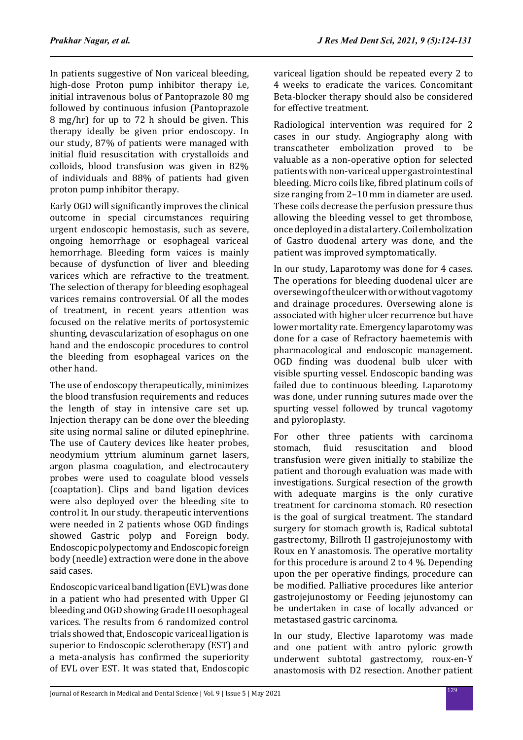In patients suggestive of Non variceal bleeding, high-dose Proton pump inhibitor therapy i.e, initial intravenous bolus of Pantoprazole 80 mg followed by continuous infusion (Pantoprazole 8 mg/hr) for up to 72 h should be given. This therapy ideally be given prior endoscopy. In our study, 87% of patients were managed with initial fluid resuscitation with crystalloids and colloids, blood transfusion was given in 82% of individuals and 88% of patients had given proton pump inhibitor therapy.

Early OGD will significantly improves the clinical outcome in special circumstances requiring urgent endoscopic hemostasis, such as severe, ongoing hemorrhage or esophageal variceal hemorrhage. Bleeding form vaices is mainly because of dysfunction of liver and bleeding varices which are refractive to the treatment. The selection of therapy for bleeding esophageal varices remains controversial. Of all the modes of treatment, in recent years attention was focused on the relative merits of portosystemic shunting, devascularization of esophagus on one hand and the endoscopic procedures to control the bleeding from esophageal varices on the other hand.

The use of endoscopy therapeutically, minimizes the blood transfusion requirements and reduces the length of stay in intensive care set up. Injection therapy can be done over the bleeding site using normal saline or diluted epinephrine. The use of Cautery devices like heater probes, neodymium yttrium aluminum garnet lasers, argon plasma coagulation, and electrocautery probes were used to coagulate blood vessels (coaptation). Clips and band ligation devices were also deployed over the bleeding site to control it. In our study. therapeutic interventions were needed in 2 patients whose OGD findings showed Gastric polyp and Foreign body. Endoscopic polypectomy and Endoscopic foreign body (needle) extraction were done in the above said cases.

Endoscopic variceal band ligation (EVL) was done in a patient who had presented with Upper GI bleeding and OGD showing Grade III oesophageal varices. The results from 6 randomized control trials showed that, Endoscopic variceal ligation is superior to Endoscopic sclerotherapy (EST) and a meta-analysis has confirmed the superiority of EVL over EST. It was stated that, Endoscopic variceal ligation should be repeated every 2 to 4 weeks to eradicate the varices. Concomitant Beta-blocker therapy should also be considered for effective treatment.

Radiological intervention was required for 2 cases in our study. Angiography along with transcatheter embolization proved to be valuable as a non-operative option for selected patients with non-variceal upper gastrointestinal bleeding. Micro coils like, fibred platinum coils of size ranging from 2–10 mm in diameter are used. These coils decrease the perfusion pressure thus allowing the bleeding vessel to get thrombose, once deployed in a distal artery. Coil embolization of Gastro duodenal artery was done, and the patient was improved symptomatically.

In our study, Laparotomy was done for 4 cases. The operations for bleeding duodenal ulcer are oversewing of the ulcer with or without vagotomy and drainage procedures. Oversewing alone is associated with higher ulcer recurrence but have lower mortality rate. Emergency laparotomy was done for a case of Refractory haemetemis with pharmacological and endoscopic management. OGD finding was duodenal bulb ulcer with visible spurting vessel. Endoscopic banding was failed due to continuous bleeding. Laparotomy was done, under running sutures made over the spurting vessel followed by truncal vagotomy and pyloroplasty.

For other three patients with carcinoma stomach, fluid resuscitation and blood transfusion were given initially to stabilize the patient and thorough evaluation was made with investigations. Surgical resection of the growth with adequate margins is the only curative treatment for carcinoma stomach. R0 resection is the goal of surgical treatment. The standard surgery for stomach growth is, Radical subtotal gastrectomy, Billroth II gastrojejunostomy with Roux en Y anastomosis. The operative mortality for this procedure is around 2 to 4 %. Depending upon the per operative findings, procedure can be modified. Palliative procedures like anterior gastrojejunostomy or Feeding jejunostomy can be undertaken in case of locally advanced or metastased gastric carcinoma.

In our study, Elective laparotomy was made and one patient with antro pyloric growth underwent subtotal gastrectomy, roux-en-Y anastomosis with D2 resection. Another patient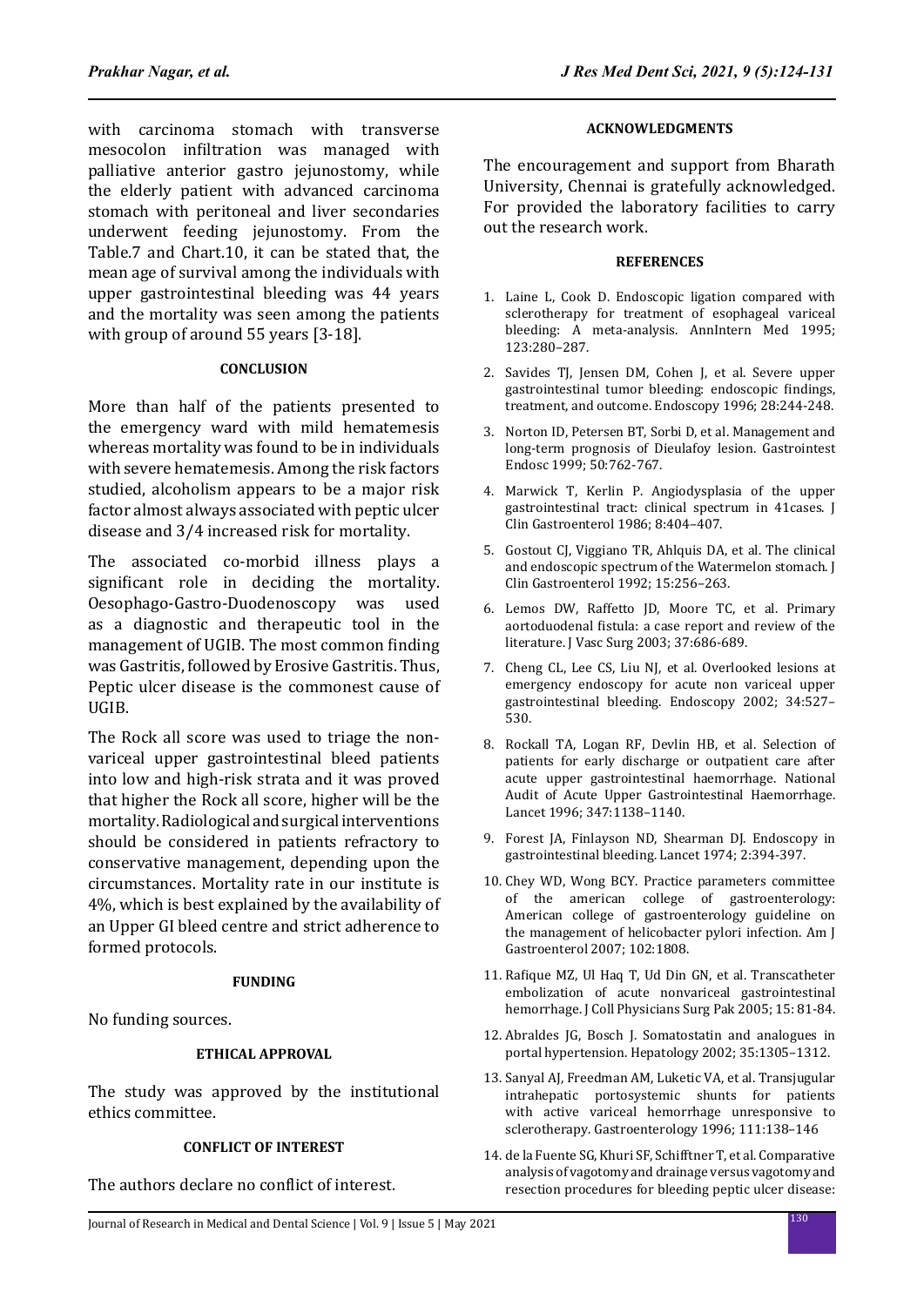with carcinoma stomach with transverse mesocolon infiltration was managed with palliative anterior gastro jejunostomy, while the elderly patient with advanced carcinoma stomach with peritoneal and liver secondaries underwent feeding jejunostomy. From the Table.7 and Chart.10, it can be stated that, the mean age of survival among the individuals with upper gastrointestinal bleeding was 44 years and the mortality was seen among the patients with group of around 55 years [3-18].

## CONCLUSION

More than half of the patients presented to the emergency ward with mild hematemesis whereas mortality was found to be in individuals with severe hematemesis. Among the risk factors studied, alcoholism appears to be a major risk factor almost always associated with peptic ulcer disease and 3/4 increased risk for mortality.

The associated co-morbid illness plays a significant role in deciding the mortality. Oesophago-Gastro-Duodenoscopy was used as a diagnostic and therapeutic tool in the management of UGIB. The most common finding was Gastritis, followed by Erosive Gastritis. Thus, Peptic ulcer disease is the commonest cause of UGIB.

The Rock all score was used to triage the non-variceal upper gastrointestinal bleed patients into low and high-risk strata and it was proved that higher the Rock all score, higher will be the mortality. Radiological and surgical interventions should be considered in patients refractory to conservative management, depending upon the circumstances. Mortality rate in our institute is 4%, which is best explained by the availability of an Upper GI bleed centre and strict adherence to formed protocols.

## FUNDING

No funding sources.

## ETHICAL APPROVAL

The study was approved by the institutional ethics committee.

## CONFLICT OF INTEREST

The authors declare no conflict of interest.

## ACKNOWLEDGMENTS

The encouragement and support from Bharath University, Chennai is gratefully acknowledged. For provided the laboratory facilities to carry out the research work.

## REFERENCES

1. Laine L, Cook D. Endoscopic ligation compared with sclerotherapy for treatment of esophageal variceal bleeding: A meta-analysis. AnnIntern Med 1995; 123:280–287.
2. Savides TJ, Jensen DM, Cohen J, et al. Severe upper gastrointestinal tumor bleeding: endoscopic findings, treatment, and outcome. Endoscopy 1996; 28:244-248.
3. Norton ID, Petersen BT, Sorbi D, et al. Management and long-term prognosis of Dieulafoy lesion. Gastrointest Endosc 1999; 50:762-767.
4. Marwick T, Kerlin P. Angiodysplasia of the upper gastrointestinal tract: clinical spectrum in 41cases. J Clin Gastroenterol 1986; 8:404–407.
5. Gostout CJ, Viggiano TR, Ahlquis DA, et al. The clinical and endoscopic spectrum of the Watermelon stomach. J Clin Gastroenterol 1992; 15:256–263.
6. Lemos DW, Raffetto JD, Moore TC, et al. Primary aortoduodenal fistula: a case report and review of the literature. J Vasc Surg 2003; 37:686-689.
7. Cheng CL, Lee CS, Liu NJ, et al. Overlooked lesions at emergency endoscopy for acute non variceal upper gastrointestinal bleeding. Endoscopy 2002; 34:527–530.
8. Rockall TA, Logan RF, Devlin HB, et al. Selection of patients for early discharge or outpatient care after acute upper gastrointestinal haemorrhage. National Audit of Acute Upper Gastrointestinal Haemorrhage. Lancet 1996; 347:1138–1140.
9. Forest JA, Finlayson ND, Shearman DJ. Endoscopy in gastrointestinal bleeding. Lancet 1974; 2:394-397.
10. Chey WD, Wong BCY. Practice parameters committee of the american college of gastroenterology: American college of gastroenterology guideline on the management of helicobacter pylori infection. Am J Gastroenterol 2007; 102:1808.
11. Rafique MZ, Ul Haq T, Ud Din GN, et al. Transcatheter embolization of acute nonvariceal gastrointestinal hemorrhage. J Coll Physicians Surg Pak 2005; 15: 81-84.
12. Abraldes JG, Bosch J. Somatostatin and analogues in portal hypertension. Hepatology 2002; 35:1305–1312.
13. Sanyal AJ, Freedman AM, Luketic VA, et al. Transjugular intrahepatic portosystemic shunts for patients with active variceal hemorrhage unresponsive to sclerotherapy. Gastroenterology 1996; 111:138–146
14. de la Fuente SG, Khuri SF, Schifftner T, et al. Comparative analysis of vagotomy and drainage versus vagotomy and resection procedures for bleeding peptic ulcer disease: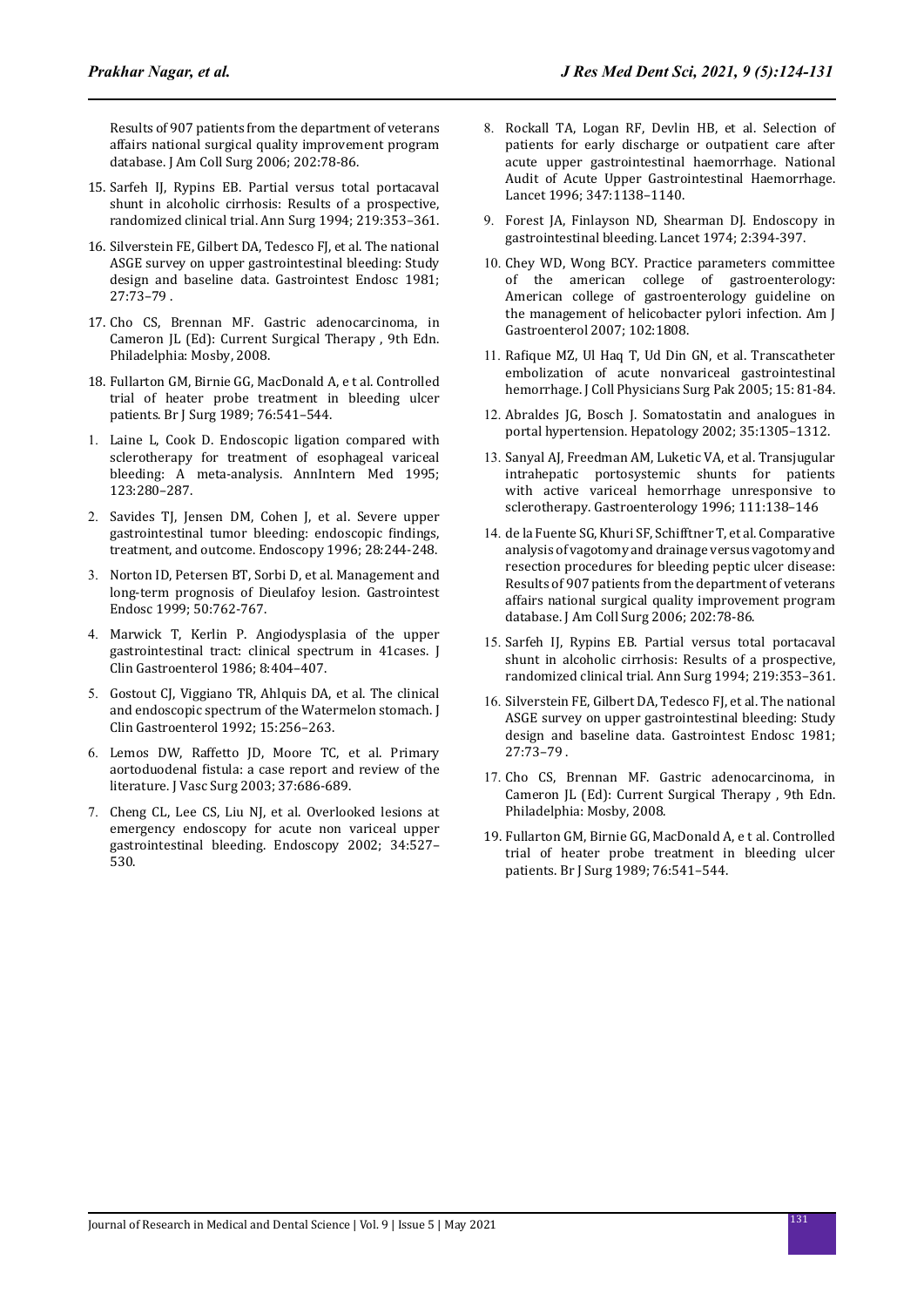Results of 907 patients from the department of veterans affairs national surgical quality improvement program database. J Am Coll Surg 2006; 202:78-86.

15. Sarfeh IJ, Rypins EB. Partial versus total portacaval shunt in alcoholic cirrhosis: Results of a prospective, randomized clinical trial. Ann Surg 1994; 219:353–361.

16. Silverstein FE, Gilbert DA, Tedesco FJ, et al. The national ASGE survey on upper gastrointestinal bleeding: Study design and baseline data. Gastrointest Endosc 1981; 27:73–79 .

17. Cho CS, Brennan MF. Gastric adenocarcinoma, in Cameron JL (Ed): Current Surgical Therapy , 9th Edn. Philadelphia: Mosby, 2008.

18. Fullarton GM, Birnie GG, MacDonald A, e t al. Controlled trial of heater probe treatment in bleeding ulcer patients. Br J Surg 1989; 76:541–544.

1. Laine L, Cook D. Endoscopic ligation compared with sclerotherapy for treatment of esophageal variceal bleeding: A meta-analysis. AnnIntern Med 1995; 123:280–287.

2. Savides TJ, Jensen DM, Cohen J, et al. Severe upper gastrointestinal tumor bleeding: endoscopic findings, treatment, and outcome. Endoscopy 1996; 28:244-248.

3. Norton ID, Petersen BT, Sorbi D, et al. Management and long-term prognosis of Dieulafoy lesion. Gastrointest Endosc 1999; 50:762-767.

4. Marwick T, Kerlin P. Angiodysplasia of the upper gastrointestinal tract: clinical spectrum in 41cases. J Clin Gastroenterol 1986; 8:404–407.

5. Gostout CJ, Viggiano TR, Ahlquis DA, et al. The clinical and endoscopic spectrum of the Watermelon stomach. J Clin Gastroenterol 1992; 15:256–263.

6. Lemos DW, Raffetto JD, Moore TC, et al. Primary aortoduodenal fistula: a case report and review of the literature. J Vasc Surg 2003; 37:686-689.

7. Cheng CL, Lee CS, Liu NJ, et al. Overlooked lesions at emergency endoscopy for acute non variceal upper gastrointestinal bleeding. Endoscopy 2002; 34:527–530.

8. Rockall TA, Logan RF, Devlin HB, et al. Selection of patients for early discharge or outpatient care after acute upper gastrointestinal haemorrhage. National Audit of Acute Upper Gastrointestinal Haemorrhage. Lancet 1996; 347:1138–1140.

9. Forest JA, Finlayson ND, Shearman DJ. Endoscopy in gastrointestinal bleeding. Lancet 1974; 2:394-397.

10. Chey WD, Wong BCY. Practice parameters committee of the american college of gastroenterology: American college of gastroenterology guideline on the management of helicobacter pylori infection. Am J Gastroenterol 2007; 102:1808.

11. Rafique MZ, Ul Haq T, Ud Din GN, et al. Transcatheter embolization of acute nonvariceal gastrointestinal hemorrhage. J Coll Physicians Surg Pak 2005; 15: 81-84.

12. Abraldes JG, Bosch J. Somatostatin and analogues in portal hypertension. Hepatology 2002; 35:1305–1312.

13. Sanyal AJ, Freedman AM, Luketic VA, et al. Transjugular intrahepatic portosystemic shunts for patients with active variceal hemorrhage unresponsive to sclerotherapy. Gastroenterology 1996; 111:138–146

14. de la Fuente SG, Khuri SF, Schifftner T, et al. Comparative analysis of vagotomy and drainage versus vagotomy and resection procedures for bleeding peptic ulcer disease: Results of 907 patients from the department of veterans affairs national surgical quality improvement program database. J Am Coll Surg 2006; 202:78-86.

15. Sarfeh IJ, Rypins EB. Partial versus total portacaval shunt in alcoholic cirrhosis: Results of a prospective, randomized clinical trial. Ann Surg 1994; 219:353–361.

16. Silverstein FE, Gilbert DA, Tedesco FJ, et al. The national ASGE survey on upper gastrointestinal bleeding: Study design and baseline data. Gastrointest Endosc 1981; 27:73–79 .

17. Cho CS, Brennan MF. Gastric adenocarcinoma, in Cameron JL (Ed): Current Surgical Therapy , 9th Edn. Philadelphia: Mosby, 2008.

19. Fullarton GM, Birnie GG, MacDonald A, e t al. Controlled trial of heater probe treatment in bleeding ulcer patients. Br J Surg 1989; 76:541–544.